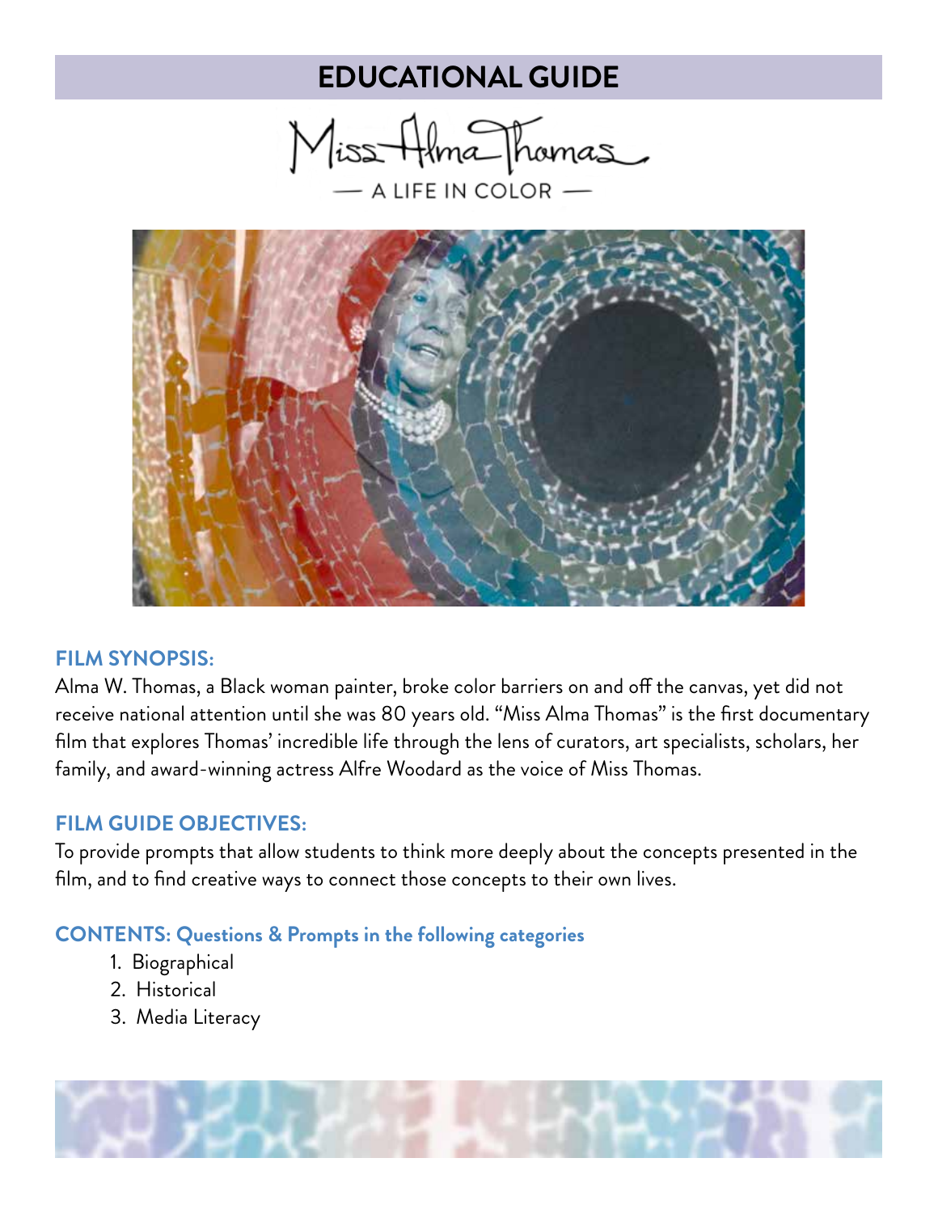# EDUCATIONAL GUIDE

## Miss Alma Thomas

— A LIFE IN COLOR —

### FILM SYNOPSIS:

Alma W. Thomas, a Black woman painter, broke color barriers on and off the canvas, yet did not receive national attention until she was 80 years old. "Miss Alma Thomas" is the first documentary film that explores Thomas' incredible life through the lens of curators, art specialists, scholars, her family, and award-winning actress Alfre Woodard as the voice of Miss Thomas.

### FILM GUIDE OBJECTIVES:

To provide prompts that allow students to think more deeply about the concepts presented in the film, and to find creative ways to connect those concepts to their own lives.

### CONTENTS: Questions & Prompts in the following categories

1. Biographical
2. Historical
3. Media Literacy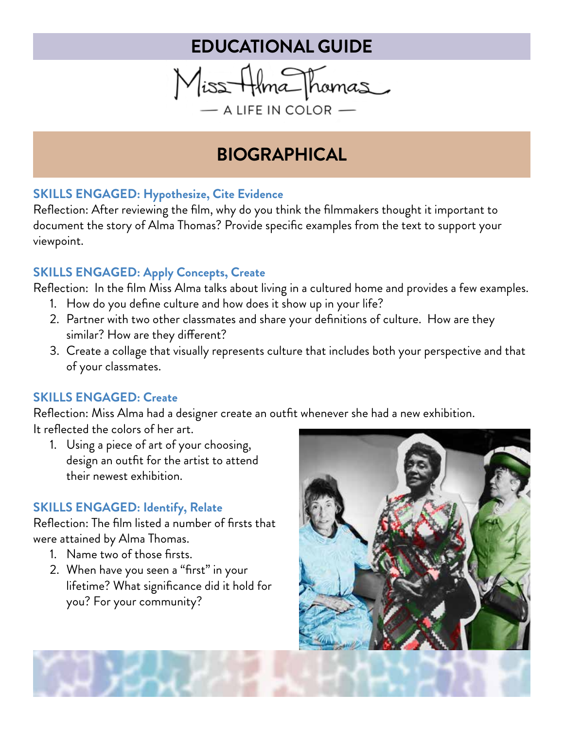# EDUCATIONAL GUIDE

Miss Alma Thomas

— A LIFE IN COLOR —

## BIOGRAPHICAL

### SKILLS ENGAGED: Hypothesize, Cite Evidence

Reflection: After reviewing the film, why do you think the filmmakers thought it important to document the story of Alma Thomas? Provide specific examples from the text to support your viewpoint.

### SKILLS ENGAGED: Apply Concepts, Create

Reflection: In the film Miss Alma talks about living in a cultured home and provides a few examples.

1. How do you define culture and how does it show up in your life?
2. Partner with two other classmates and share your definitions of culture. How are they similar? How are they different?
3. Create a collage that visually represents culture that includes both your perspective and that of your classmates.

### SKILLS ENGAGED: Create

Reflection: Miss Alma had a designer create an outfit whenever she had a new exhibition. It reflected the colors of her art.

1. Using a piece of art of your choosing, design an outfit for the artist to attend their newest exhibition.

### SKILLS ENGAGED: Identify, Relate

Reflection: The film listed a number of firsts that were attained by Alma Thomas.

1. Name two of those firsts.
2. When have you seen a "first" in your lifetime? What significance did it hold for you? For your community?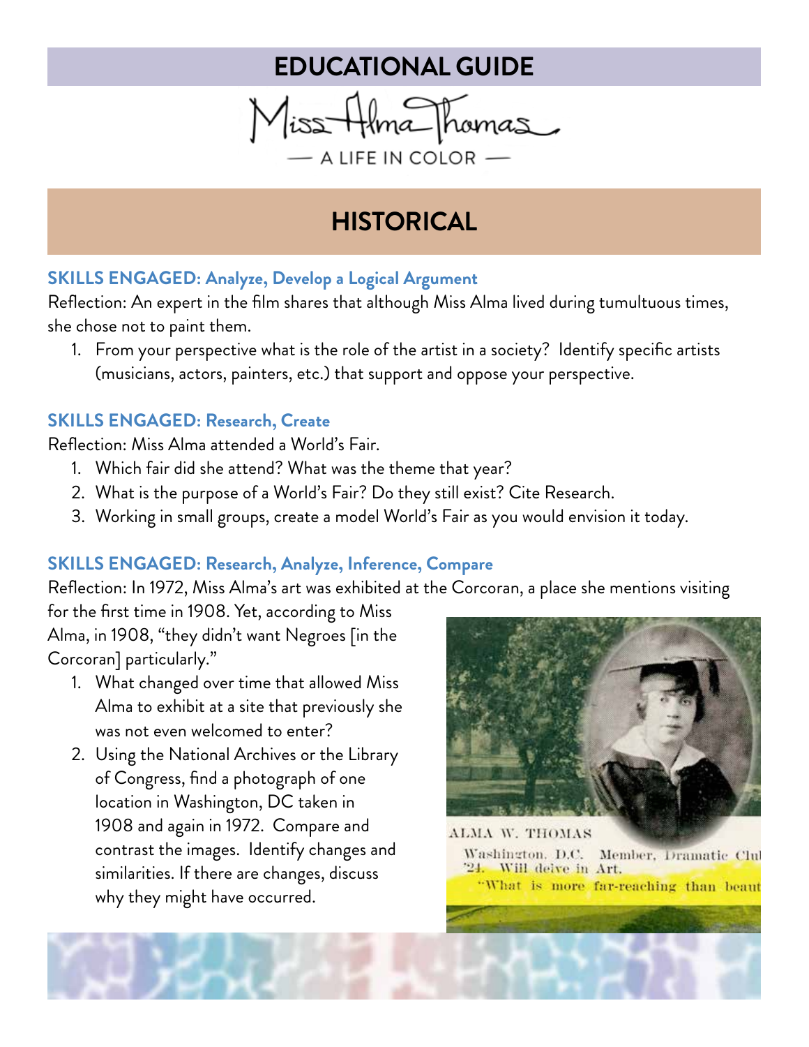# EDUCATIONAL GUIDE

Miss Alma Thomas

— A LIFE IN COLOR —

## HISTORICAL

### SKILLS ENGAGED: Analyze, Develop a Logical Argument

Reflection: An expert in the film shares that although Miss Alma lived during tumultuous times, she chose not to paint them.

1. From your perspective what is the role of the artist in a society? Identify specific artists (musicians, actors, painters, etc.) that support and oppose your perspective.

### SKILLS ENGAGED: Research, Create

Reflection: Miss Alma attended a World's Fair.

1. Which fair did she attend? What was the theme that year?
2. What is the purpose of a World's Fair? Do they still exist? Cite Research.
3. Working in small groups, create a model World's Fair as you would envision it today.

### SKILLS ENGAGED: Research, Analyze, Inference, Compare

Reflection: In 1972, Miss Alma's art was exhibited at the Corcoran, a place she mentions visiting for the first time in 1908. Yet, according to Miss Alma, in 1908, "they didn't want Negroes [in the Corcoran] particularly."

1. What changed over time that allowed Miss Alma to exhibit at a site that previously she was not even welcomed to enter?
2. Using the National Archives or the Library of Congress, find a photograph of one location in Washington, DC taken in 1908 and again in 1972. Compare and contrast the images. Identify changes and similarities. If there are changes, discuss why they might have occurred.

ALMA W. THOMAS

Washington, D.C. Member, Dramatic Clul
'24. Will delve in Art.
"What is more far-reaching than beaut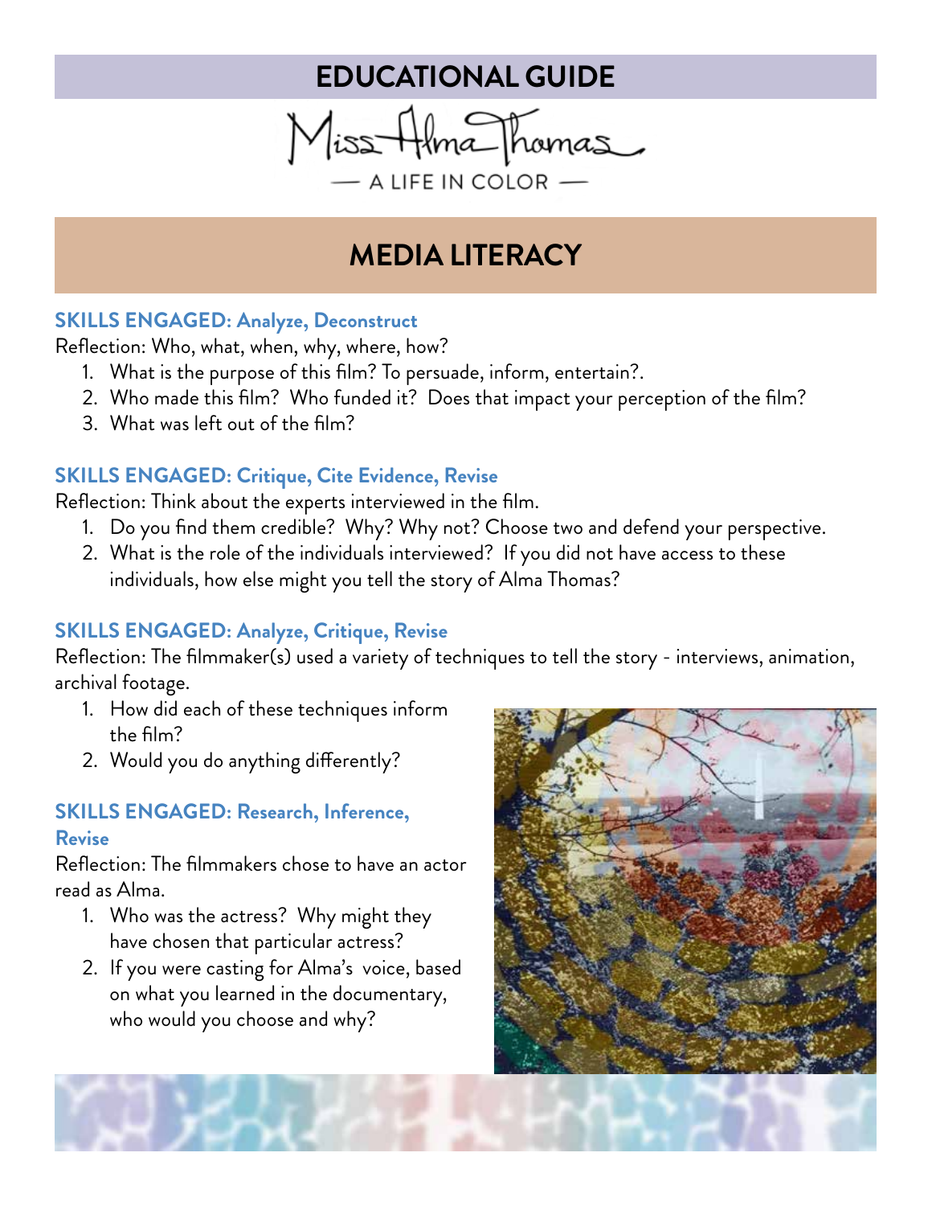# EDUCATIONAL GUIDE

Miss Alma Thomas

— A LIFE IN COLOR —

## MEDIA LITERACY

### SKILLS ENGAGED: Analyze, Deconstruct

Reflection: Who, what, when, why, where, how?

1. What is the purpose of this film? To persuade, inform, entertain?.
2. Who made this film? Who funded it? Does that impact your perception of the film?
3. What was left out of the film?

### SKILLS ENGAGED: Critique, Cite Evidence, Revise

Reflection: Think about the experts interviewed in the film.

1. Do you find them credible? Why? Why not? Choose two and defend your perspective.
2. What is the role of the individuals interviewed? If you did not have access to these individuals, how else might you tell the story of Alma Thomas?

### SKILLS ENGAGED: Analyze, Critique, Revise

Reflection: The filmmaker(s) used a variety of techniques to tell the story - interviews, animation, archival footage.

1. How did each of these techniques inform the film?
2. Would you do anything differently?

### SKILLS ENGAGED: Research, Inference, Revise

Reflection: The filmmakers chose to have an actor read as Alma.

1. Who was the actress? Why might they have chosen that particular actress?
2. If you were casting for Alma's voice, based on what you learned in the documentary, who would you choose and why?